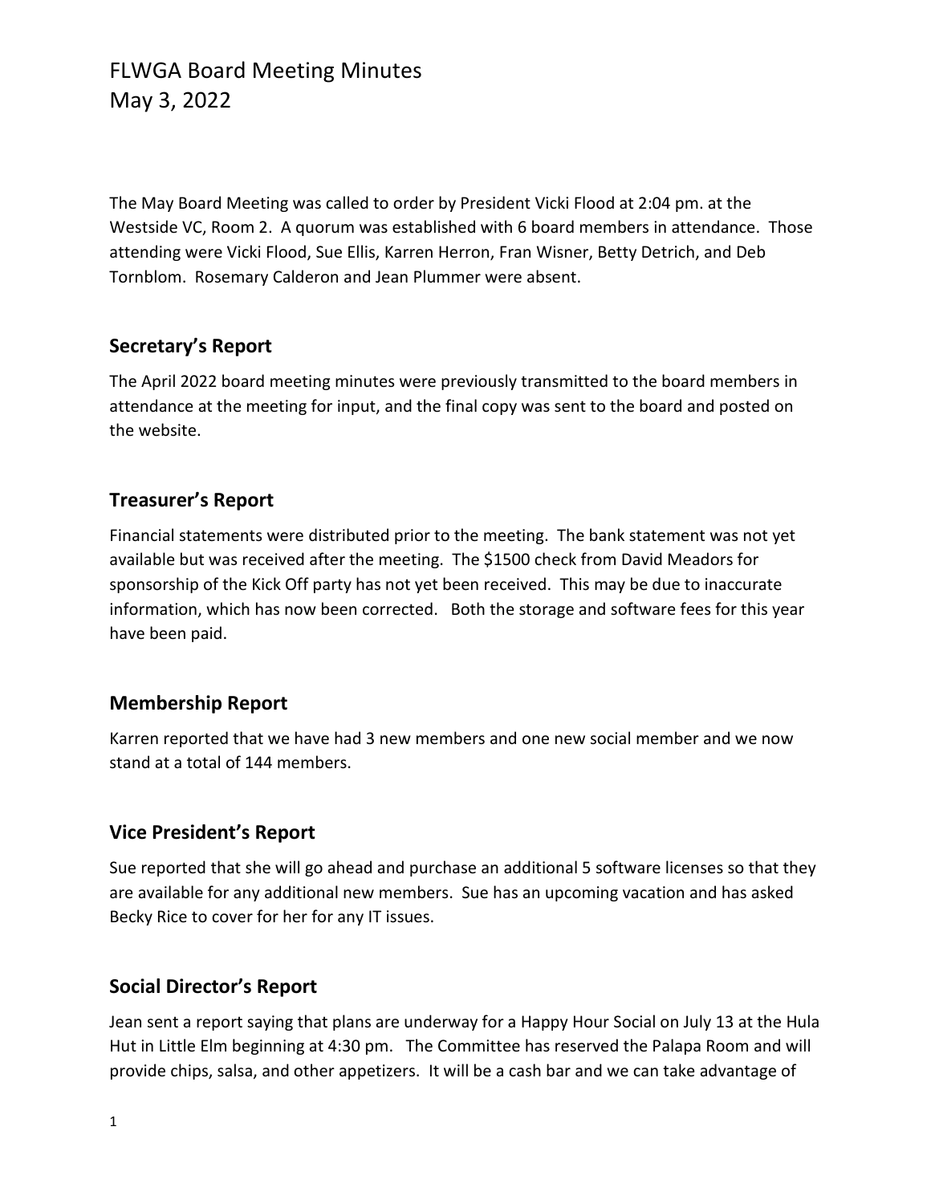# FLWGA Board Meeting Minutes
May 3, 2022

The May Board Meeting was called to order by President Vicki Flood at 2:04 pm. at the Westside VC, Room 2. A quorum was established with 6 board members in attendance. Those attending were Vicki Flood, Sue Ellis, Karren Herron, Fran Wisner, Betty Detrich, and Deb Tornblom. Rosemary Calderon and Jean Plummer were absent.

## Secretary's Report

The April 2022 board meeting minutes were previously transmitted to the board members in attendance at the meeting for input, and the final copy was sent to the board and posted on the website.

## Treasurer's Report

Financial statements were distributed prior to the meeting. The bank statement was not yet available but was received after the meeting. The $1500 check from David Meadors for sponsorship of the Kick Off party has not yet been received. This may be due to inaccurate information, which has now been corrected. Both the storage and software fees for this year have been paid.

## Membership Report

Karren reported that we have had 3 new members and one new social member and we now stand at a total of 144 members.

## Vice President's Report

Sue reported that she will go ahead and purchase an additional 5 software licenses so that they are available for any additional new members. Sue has an upcoming vacation and has asked Becky Rice to cover for her for any IT issues.

## Social Director's Report

Jean sent a report saying that plans are underway for a Happy Hour Social on July 13 at the Hula Hut in Little Elm beginning at 4:30 pm. The Committee has reserved the Palapa Room and will provide chips, salsa, and other appetizers. It will be a cash bar and we can take advantage of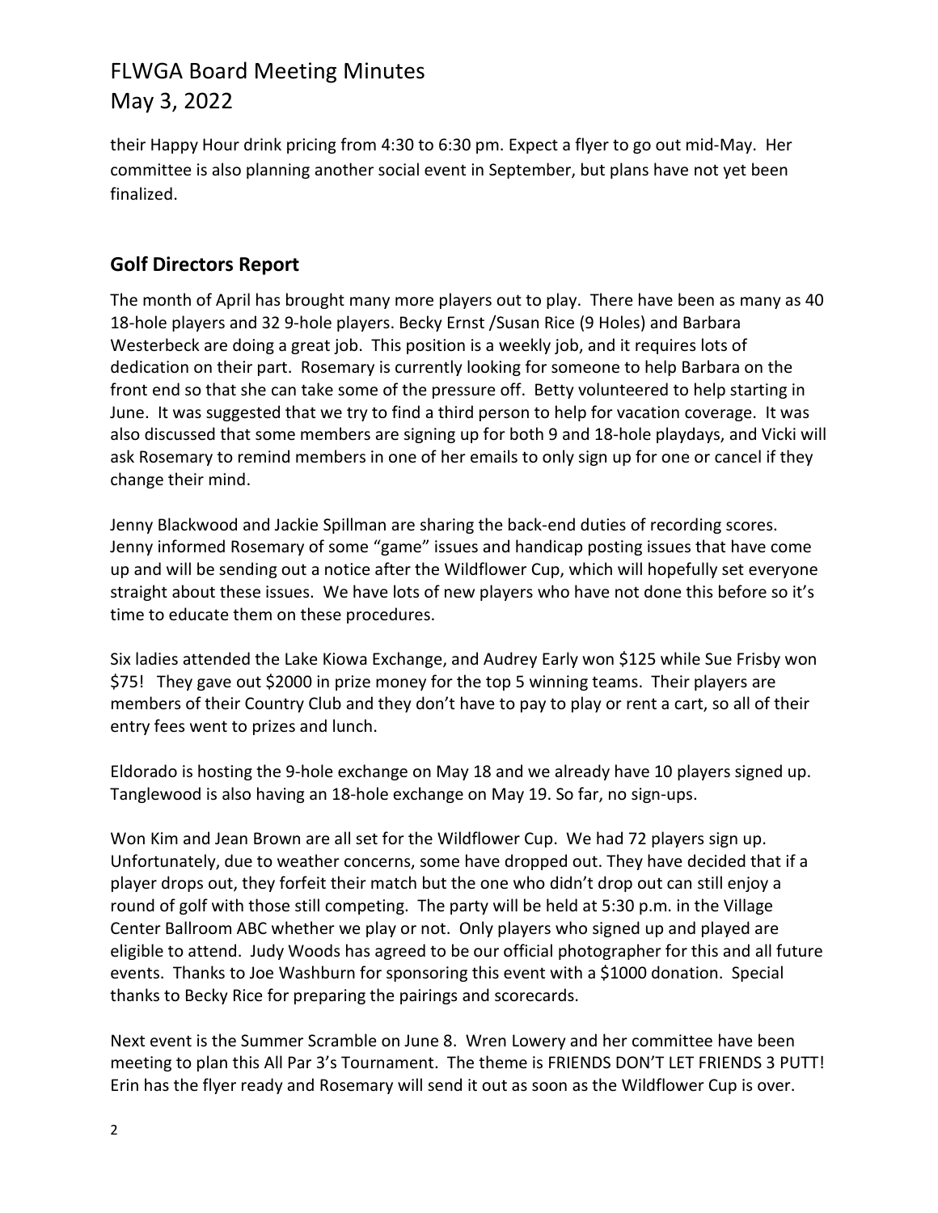their Happy Hour drink pricing from 4:30 to 6:30 pm. Expect a flyer to go out mid-May. Her committee is also planning another social event in September, but plans have not yet been finalized.

## Golf Directors Report

The month of April has brought many more players out to play. There have been as many as 40 18-hole players and 32 9-hole players. Becky Ernst /Susan Rice (9 Holes) and Barbara Westerbeck are doing a great job. This position is a weekly job, and it requires lots of dedication on their part. Rosemary is currently looking for someone to help Barbara on the front end so that she can take some of the pressure off. Betty volunteered to help starting in June. It was suggested that we try to find a third person to help for vacation coverage. It was also discussed that some members are signing up for both 9 and 18-hole playdays, and Vicki will ask Rosemary to remind members in one of her emails to only sign up for one or cancel if they change their mind.

Jenny Blackwood and Jackie Spillman are sharing the back-end duties of recording scores. Jenny informed Rosemary of some "game" issues and handicap posting issues that have come up and will be sending out a notice after the Wildflower Cup, which will hopefully set everyone straight about these issues. We have lots of new players who have not done this before so it's time to educate them on these procedures.

Six ladies attended the Lake Kiowa Exchange, and Audrey Early won $125 while Sue Frisby won $75! They gave out $2000 in prize money for the top 5 winning teams. Their players are members of their Country Club and they don't have to pay to play or rent a cart, so all of their entry fees went to prizes and lunch.

Eldorado is hosting the 9-hole exchange on May 18 and we already have 10 players signed up. Tanglewood is also having an 18-hole exchange on May 19. So far, no sign-ups.

Won Kim and Jean Brown are all set for the Wildflower Cup. We had 72 players sign up. Unfortunately, due to weather concerns, some have dropped out. They have decided that if a player drops out, they forfeit their match but the one who didn't drop out can still enjoy a round of golf with those still competing. The party will be held at 5:30 p.m. in the Village Center Ballroom ABC whether we play or not. Only players who signed up and played are eligible to attend. Judy Woods has agreed to be our official photographer for this and all future events. Thanks to Joe Washburn for sponsoring this event with a $1000 donation. Special thanks to Becky Rice for preparing the pairings and scorecards.

Next event is the Summer Scramble on June 8. Wren Lowery and her committee have been meeting to plan this All Par 3's Tournament. The theme is FRIENDS DON'T LET FRIENDS 3 PUTT! Erin has the flyer ready and Rosemary will send it out as soon as the Wildflower Cup is over.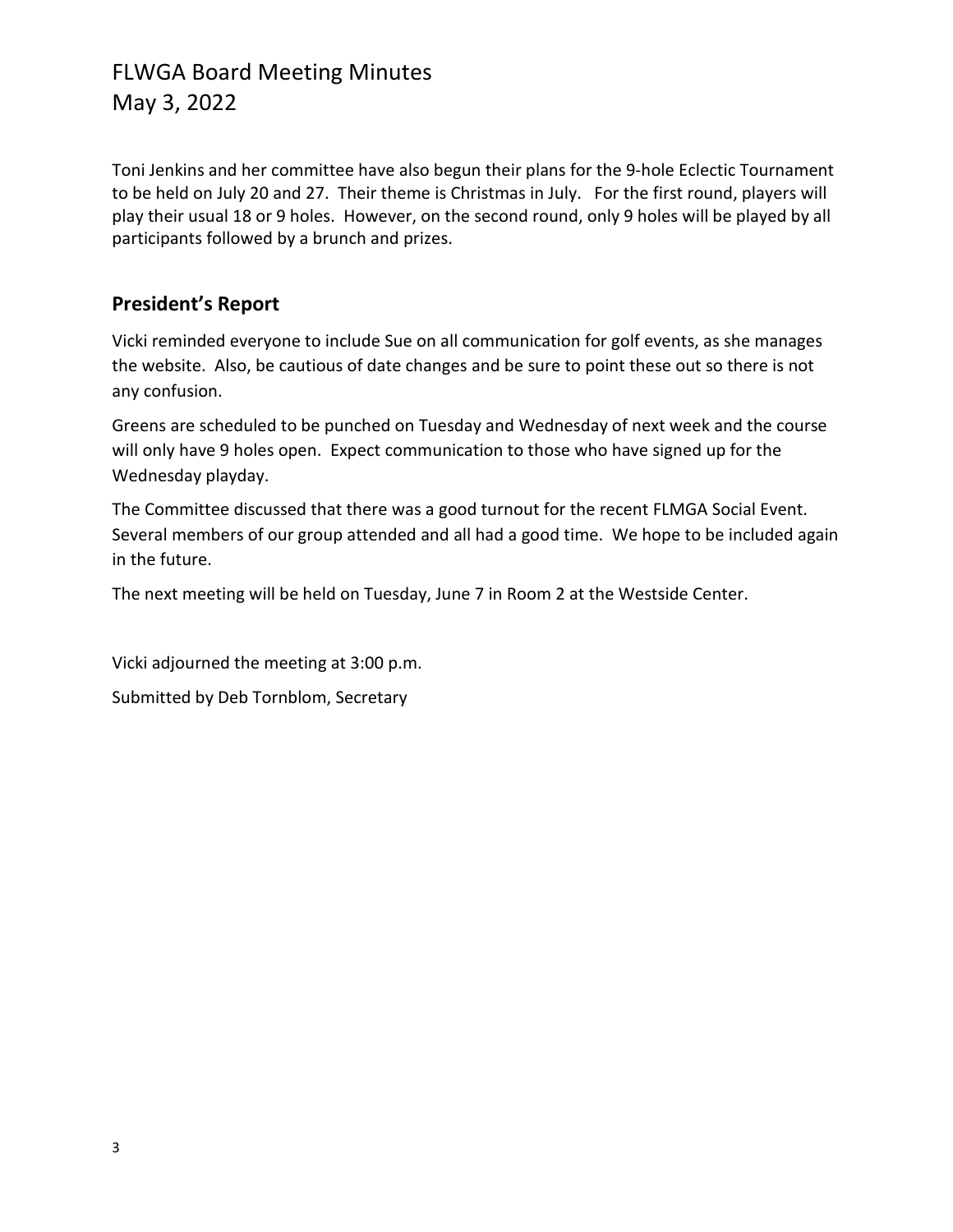Toni Jenkins and her committee have also begun their plans for the 9-hole Eclectic Tournament to be held on July 20 and 27. Their theme is Christmas in July. For the first round, players will play their usual 18 or 9 holes. However, on the second round, only 9 holes will be played by all participants followed by a brunch and prizes.

## President's Report

Vicki reminded everyone to include Sue on all communication for golf events, as she manages the website. Also, be cautious of date changes and be sure to point these out so there is not any confusion.

Greens are scheduled to be punched on Tuesday and Wednesday of next week and the course will only have 9 holes open. Expect communication to those who have signed up for the Wednesday playday.

The Committee discussed that there was a good turnout for the recent FLMGA Social Event. Several members of our group attended and all had a good time. We hope to be included again in the future.

The next meeting will be held on Tuesday, June 7 in Room 2 at the Westside Center.

Vicki adjourned the meeting at 3:00 p.m.

Submitted by Deb Tornblom, Secretary